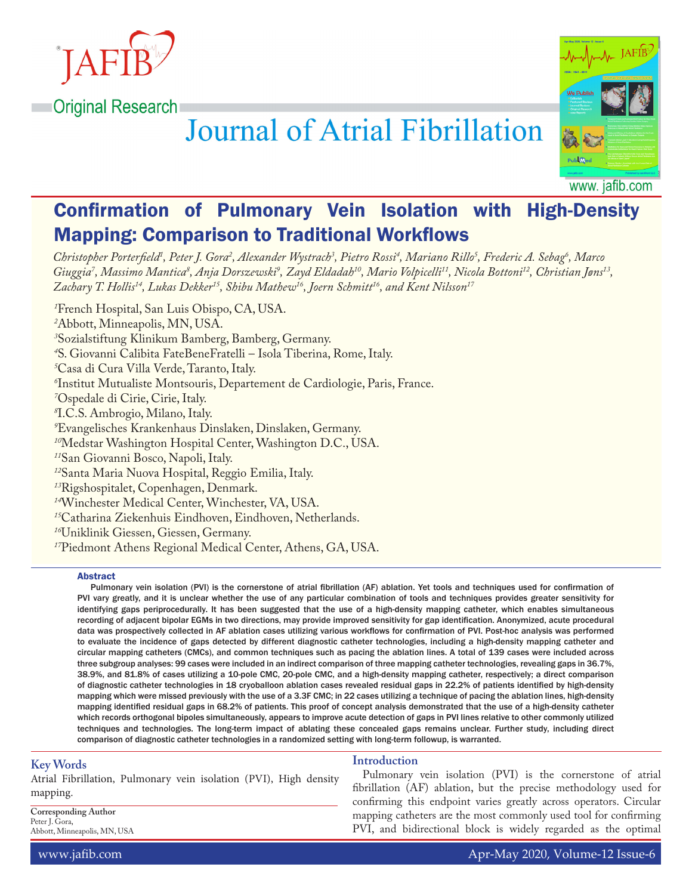Original Research

# Confirmation of Pulmonary Vein Isolation with High-Density Mapping: Comparison to Traditional Workflows

*Christopher Porterfield[1], Peter J. Gora[2], Alexander Wystrach[3], Pietro Rossi[4], Mariano Rillo[5], Frederic A. Sebag[6], Marco Giuggia[7], Massimo Mantica[8], Anja Dorszewski[9], Zayd Eldadah[10], Mario Volpicelli[11], Nicola Bottoni[12], Christian Jøns[13], Zachary T. Hollis[14], Lukas Dekker[15], Shibu Mathew[16], Joern Schmitt[16], and Kent Nilsson[17]*

[1]French Hospital, San Luis Obispo, CA, USA.
[2]Abbott, Minneapolis, MN, USA.
[3]Sozialstiftung Klinikum Bamberg, Bamberg, Germany.
[4]S. Giovanni Calibita FateBeneFratelli – Isola Tiberina, Rome, Italy.
[5]Casa di Cura Villa Verde, Taranto, Italy.
[6]Institut Mutualiste Montsouris, Departement de Cardiologie, Paris, France.
[7]Ospedale di Cirie, Cirie, Italy.
[8]I.C.S. Ambrogio, Milano, Italy.
[9]Evangelisches Krankenhaus Dinslaken, Dinslaken, Germany.
[10]Medstar Washington Hospital Center, Washington D.C., USA.
[11]San Giovanni Bosco, Napoli, Italy.
[12]Santa Maria Nuova Hospital, Reggio Emilia, Italy.
[13]Rigshospitalet, Copenhagen, Denmark.
[14]Winchester Medical Center, Winchester, VA, USA.
[15]Catharina Ziekenhuis Eindhoven, Eindhoven, Netherlands.
[16]Uniklinik Giessen, Giessen, Germany.
[17]Piedmont Athens Regional Medical Center, Athens, GA, USA.

## Abstract

Pulmonary vein isolation (PVI) is the cornerstone of atrial fibrillation (AF) ablation. Yet tools and techniques used for confirmation of PVI vary greatly, and it is unclear whether the use of any particular combination of tools and techniques provides greater sensitivity for identifying gaps periprocedurally. It has been suggested that the use of a high-density mapping catheter, which enables simultaneous recording of adjacent bipolar EGMs in two directions, may provide improved sensitivity for gap identification. Anonymized, acute procedural data was prospectively collected in AF ablation cases utilizing various workflows for confirmation of PVI. Post-hoc analysis was performed to evaluate the incidence of gaps detected by different diagnostic catheter technologies, including a high-density mapping catheter and circular mapping catheters (CMCs), and common techniques such as pacing the ablation lines. A total of 139 cases were included across three subgroup analyses: 99 cases were included in an indirect comparison of three mapping catheter technologies, revealing gaps in 36.7%, 38.9%, and 81.8% of cases utilizing a 10-pole CMC, 20-pole CMC, and a high-density mapping catheter, respectively; a direct comparison of diagnostic catheter technologies in 18 cryoballoon ablation cases revealed residual gaps in 22.2% of patients identified by high-density mapping which were missed previously with the use of a 3.3F CMC; in 22 cases utilizing a technique of pacing the ablation lines, high-density mapping identified residual gaps in 68.2% of patients. This proof of concept analysis demonstrated that the use of a high-density catheter which records orthogonal bipoles simultaneously, appears to improve acute detection of gaps in PVI lines relative to other commonly utilized techniques and technologies. The long-term impact of ablating these concealed gaps remains unclear. Further study, including direct comparison of diagnostic catheter technologies in a randomized setting with long-term followup, is warranted.

## Key Words

Atrial Fibrillation, Pulmonary vein isolation (PVI), High density mapping.

**Corresponding Author**
Peter J. Gora,
Abbott, Minneapolis, MN, USA

## Introduction

Pulmonary vein isolation (PVI) is the cornerstone of atrial fibrillation (AF) ablation, but the precise methodology used for confirming this endpoint varies greatly across operators. Circular mapping catheters are the most commonly used tool for confirming PVI, and bidirectional block is widely regarded as the optimal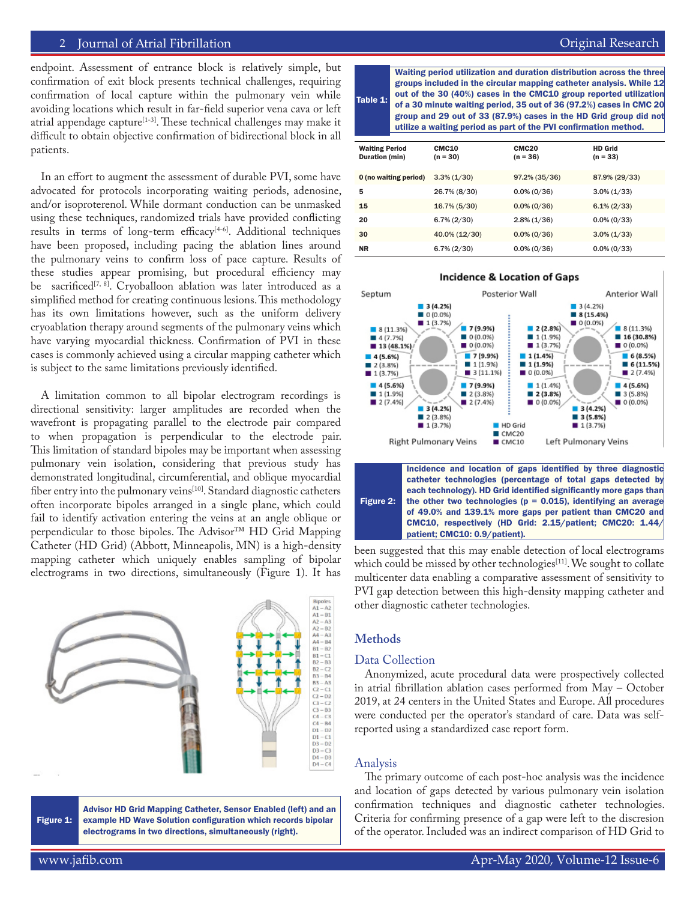endpoint. Assessment of entrance block is relatively simple, but confirmation of exit block presents technical challenges, requiring confirmation of local capture within the pulmonary vein while avoiding locations which result in far-field superior vena cava or left atrial appendage capture[1-3]. These technical challenges may make it difficult to obtain objective confirmation of bidirectional block in all patients.

In an effort to augment the assessment of durable PVI, some have advocated for protocols incorporating waiting periods, adenosine, and/or isoproterenol. While dormant conduction can be unmasked using these techniques, randomized trials have provided conflicting results in terms of long-term efficacy[4-6]. Additional techniques have been proposed, including pacing the ablation lines around the pulmonary veins to confirm loss of pace capture. Results of these studies appear promising, but procedural efficiency may be sacrificed[7, 8]. Cryoballoon ablation was later introduced as a simplified method for creating continuous lesions. This methodology has its own limitations however, such as the uniform delivery cryoablation therapy around segments of the pulmonary veins which have varying myocardial thickness. Confirmation of PVI in these cases is commonly achieved using a circular mapping catheter which is subject to the same limitations previously identified.

A limitation common to all bipolar electrogram recordings is directional sensitivity: larger amplitudes are recorded when the wavefront is propagating parallel to the electrode pair compared to when propagation is perpendicular to the electrode pair. This limitation of standard bipoles may be important when assessing pulmonary vein isolation, considering that previous study has demonstrated longitudinal, circumferential, and oblique myocardial fiber entry into the pulmonary veins[10]. Standard diagnostic catheters often incorporate bipoles arranged in a single plane, which could fail to identify activation entering the veins at an angle oblique or perpendicular to those bipoles. The Advisor™ HD Grid Mapping Catheter (HD Grid) (Abbott, Minneapolis, MN) is a high-density mapping catheter which uniquely enables sampling of bipolar electrograms in two directions, simultaneously (Figure 1). It has been suggested that this may enable detection of local electrograms which could be missed by other technologies[11]. We sought to collate multicenter data enabling a comparative assessment of sensitivity to PVI gap detection between this high-density mapping catheter and other diagnostic catheter technologies.

**Figure 1:** Advisor HD Grid Mapping Catheter, Sensor Enabled (left) and an example HD Wave Solution configuration which records bipolar electrograms in two directions, simultaneously (right).

**Table 1:** Waiting period utilization and duration distribution across the three groups included in the circular mapping catheter analysis. While 12 out of the 30 (40%) cases in the CMC10 group reported utilization of a 30 minute waiting period, 35 out of 36 (97.2%) cases in CMC 20 group and 29 out of 33 (87.9%) cases in the HD Grid group did not utilize a waiting period as part of the PVI confirmation method.

| Waiting Period Duration (min) | CMC10 (n = 30) | CMC20 (n = 36) | HD Grid (n = 33) |
|---|---|---|---|
| 0 (no waiting period) | 3.3% (1/30) | 97.2% (35/36) | 87.9% (29/33) |
| 5 | 26.7% (8/30) | 0.0% (0/36) | 3.0% (1/33) |
| 15 | 16.7% (5/30) | 0.0% (0/36) | 6.1% (2/33) |
| 20 | 6.7% (2/30) | 2.8% (1/36) | 0.0% (0/33) |
| 30 | 40.0% (12/30) | 0.0% (0/36) | 3.0% (1/33) |
| NR | 6.7% (2/30) | 0.0% (0/36) | 0.0% (0/33) |

**Figure 2:** Incidence and location of gaps identified by three diagnostic catheter technologies (percentage of total gaps detected by each technology). HD Grid identified significantly more gaps than the other two technologies (p = 0.015), identifying an average of 49.0% and 139.1% more gaps per patient than CMC20 and CMC10, respectively (HD Grid: 2.15/patient; CMC20: 1.44/patient; CMC10: 0.9/patient).

## Methods

### Data Collection

Anonymized, acute procedural data were prospectively collected in atrial fibrillation ablation cases performed from May – October 2019, at 24 centers in the United States and Europe. All procedures were conducted per the operator's standard of care. Data was self-reported using a standardized case report form.

### Analysis

The primary outcome of each post-hoc analysis was the incidence and location of gaps detected by various pulmonary vein isolation confirmation techniques and diagnostic catheter technologies. Criteria for confirming presence of a gap were left to the discresion of the operator. Included was an indirect comparison of HD Grid to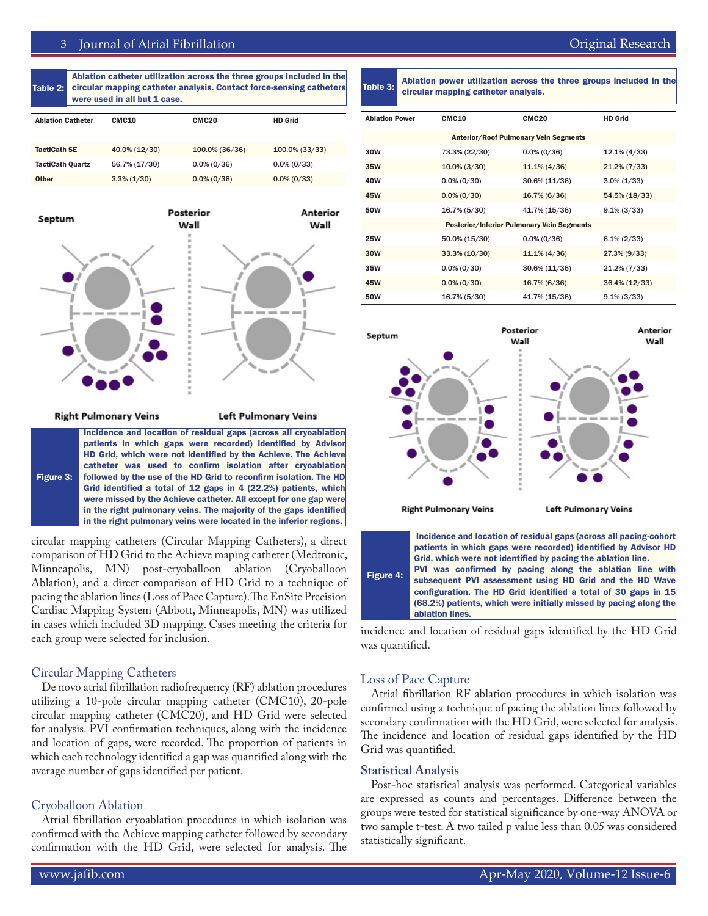**Table 2:** Ablation catheter utilization across the three groups included in the circular mapping catheter analysis. Contact force-sensing catheters were used in all but 1 case.

| Ablation Catheter | CMC10 | CMC20 | HD Grid |
|---|---|---|---|
| TactiCath SE | 40.0% (12/30) | 100.0% (36/36) | 100.0% (33/33) |
| TactiCath Quartz | 56.7% (17/30) | 0.0% (0/36) | 0.0% (0/33) |
| Other | 3.3% (1/30) | 0.0% (0/36) | 0.0% (0/33) |

Figure 3: Incidence and location of residual gaps (across all cryoablation patients in which gaps were recorded) identified by Advisor HD Grid, which were not identified by the Achieve. The Achieve catheter was used to confirm isolation after cryoablation followed by the use of the HD Grid to reconfirm isolation. The HD Grid identified a total of 12 gaps in 4 (22.2%) patients, which were missed by the Achieve catheter. All except for one gap were in the right pulmonary veins. The majority of the gaps identified in the right pulmonary veins were located in the inferior regions.

circular mapping catheters (Circular Mapping Catheters), a direct comparison of HD Grid to the Achieve maping catheter (Medtronic, Minneapolis, MN) post-cryoballoon ablation (Cryoballoon Ablation), and a direct comparison of HD Grid to a technique of pacing the ablation lines (Loss of Pace Capture). The EnSite Precision Cardiac Mapping System (Abbott, Minneapolis, MN) was utilized in cases which included 3D mapping. Cases meeting the criteria for each group were selected for inclusion.

## Circular Mapping Catheters

De novo atrial fibrillation radiofrequency (RF) ablation procedures utilizing a 10-pole circular mapping catheter (CMC10), 20-pole circular mapping catheter (CMC20), and HD Grid were selected for analysis. PVI confirmation techniques, along with the incidence and location of gaps, were recorded. The proportion of patients in which each technology identified a gap was quantified along with the average number of gaps identified per patient.

## Cryoballoon Ablation

Atrial fibrillation cryoablation procedures in which isolation was confirmed with the Achieve mapping catheter followed by secondary confirmation with the HD Grid, were selected for analysis. The incidence and location of residual gaps identified by the HD Grid was quantified.

**Table 3:** Ablation power utilization across the three groups included in the circular mapping catheter analysis.

| Ablation Power | CMC10 | CMC20 | HD Grid |
|---|---|---|---|
| **Anterior/Roof Pulmonary Vein Segments** | | | |
| 30W | 73.3% (22/30) | 0.0% (0/36) | 12.1% (4/33) |
| 35W | 10.0% (3/30) | 11.1% (4/36) | 21.2% (7/33) |
| 40W | 0.0% (0/30) | 30.6% (11/36) | 3.0% (1/33) |
| 45W | 0.0% (0/30) | 16.7% (6/36) | 54.5% (18/33) |
| 50W | 16.7% (5/30) | 41.7% (15/36) | 9.1% (3/33) |
| **Posterior/Inferior Pulmonary Vein Segments** | | | |
| 25W | 50.0% (15/30) | 0.0% (0/36) | 6.1% (2/33) |
| 30W | 33.3% (10/30) | 11.1% (4/36) | 27.3% (9/33) |
| 35W | 0.0% (0/30) | 30.6% (11/36) | 21.2% (7/33) |
| 45W | 0.0% (0/30) | 16.7% (6/36) | 36.4% (12/33) |
| 50W | 16.7% (5/30) | 41.7% (15/36) | 9.1% (3/33) |

Figure 4: Incidence and location of residual gaps (across all pacing-cohort patients in which gaps were recorded) identified by Advisor HD Grid, which were not identified by pacing the ablation line. PVI was confirmed by pacing along the ablation line with subsequent PVI assessment using HD Grid and the HD Wave configuration. The HD Grid identified a total of 30 gaps in 15 (68.2%) patients, which were initially missed by pacing along the ablation lines.

## Loss of Pace Capture

Atrial fibrillation RF ablation procedures in which isolation was confirmed using a technique of pacing the ablation lines followed by secondary confirmation with the HD Grid, were selected for analysis. The incidence and location of residual gaps identified by the HD Grid was quantified.

## Statistical Analysis

Post-hoc statistical analysis was performed. Categorical variables are expressed as counts and percentages. Difference between the groups were tested for statistical significance by one-way ANOVA or two sample t-test. A two tailed p value less than 0.05 was considered statistically significant.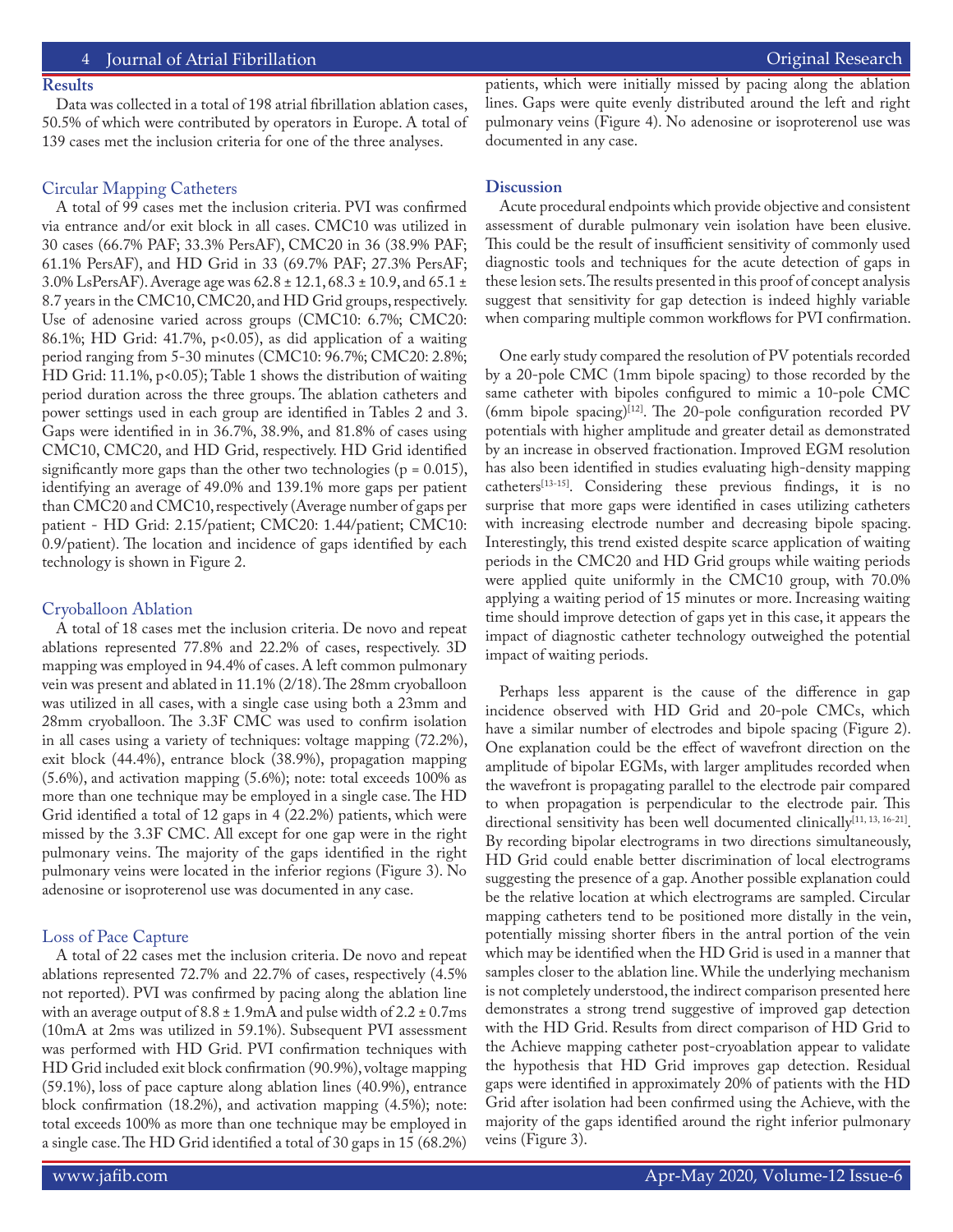## Results

Data was collected in a total of 198 atrial fibrillation ablation cases, 50.5% of which were contributed by operators in Europe. A total of 139 cases met the inclusion criteria for one of the three analyses.

### Circular Mapping Catheters

A total of 99 cases met the inclusion criteria. PVI was confirmed via entrance and/or exit block in all cases. CMC10 was utilized in 30 cases (66.7% PAF; 33.3% PersAF), CMC20 in 36 (38.9% PAF; 61.1% PersAF), and HD Grid in 33 (69.7% PAF; 27.3% PersAF; 3.0% LsPersAF). Average age was 62.8 ± 12.1, 68.3 ± 10.9, and 65.1 ± 8.7 years in the CMC10, CMC20, and HD Grid groups, respectively. Use of adenosine varied across groups (CMC10: 6.7%; CMC20: 86.1%; HD Grid: 41.7%, $p<0.05$), as did application of a waiting period ranging from 5-30 minutes (CMC10: 96.7%; CMC20: 2.8%; HD Grid: 11.1%, $p<0.05$); Table 1 shows the distribution of waiting period duration across the three groups. The ablation catheters and power settings used in each group are identified in Tables 2 and 3. Gaps were identified in in 36.7%, 38.9%, and 81.8% of cases using CMC10, CMC20, and HD Grid, respectively. HD Grid identified significantly more gaps than the other two technologies ($p = 0.015$), identifying an average of 49.0% and 139.1% more gaps per patient than CMC20 and CMC10, respectively (Average number of gaps per patient - HD Grid: 2.15/patient; CMC20: 1.44/patient; CMC10: 0.9/patient). The location and incidence of gaps identified by each technology is shown in Figure 2.

### Cryoballoon Ablation

A total of 18 cases met the inclusion criteria. De novo and repeat ablations represented 77.8% and 22.2% of cases, respectively. 3D mapping was employed in 94.4% of cases. A left common pulmonary vein was present and ablated in 11.1% (2/18). The 28mm cryoballoon was utilized in all cases, with a single case using both a 23mm and 28mm cryoballoon. The 3.3F CMC was used to confirm isolation in all cases using a variety of techniques: voltage mapping (72.2%), exit block (44.4%), entrance block (38.9%), propagation mapping (5.6%), and activation mapping (5.6%); note: total exceeds 100% as more than one technique may be employed in a single case. The HD Grid identified a total of 12 gaps in 4 (22.2%) patients, which were missed by the 3.3F CMC. All except for one gap were in the right pulmonary veins. The majority of the gaps identified in the right pulmonary veins were located in the inferior regions (Figure 3). No adenosine or isoproterenol use was documented in any case.

### Loss of Pace Capture

A total of 22 cases met the inclusion criteria. De novo and repeat ablations represented 72.7% and 22.7% of cases, respectively (4.5% not reported). PVI was confirmed by pacing along the ablation line with an average output of 8.8 ± 1.9mA and pulse width of 2.2 ± 0.7ms (10mA at 2ms was utilized in 59.1%). Subsequent PVI assessment was performed with HD Grid. PVI confirmation techniques with HD Grid included exit block confirmation (90.9%), voltage mapping (59.1%), loss of pace capture along ablation lines (40.9%), entrance block confirmation (18.2%), and activation mapping (4.5%); note: total exceeds 100% as more than one technique may be employed in a single case. The HD Grid identified a total of 30 gaps in 15 (68.2%) patients, which were initially missed by pacing along the ablation lines. Gaps were quite evenly distributed around the left and right pulmonary veins (Figure 4). No adenosine or isoproterenol use was documented in any case.

## Discussion

Acute procedural endpoints which provide objective and consistent assessment of durable pulmonary vein isolation have been elusive. This could be the result of insufficient sensitivity of commonly used diagnostic tools and techniques for the acute detection of gaps in these lesion sets. The results presented in this proof of concept analysis suggest that sensitivity for gap detection is indeed highly variable when comparing multiple common workflows for PVI confirmation.

One early study compared the resolution of PV potentials recorded by a 20-pole CMC (1mm bipole spacing) to those recorded by the same catheter with bipoles configured to mimic a 10-pole CMC (6mm bipole spacing)[12]. The 20-pole configuration recorded PV potentials with higher amplitude and greater detail as demonstrated by an increase in observed fractionation. Improved EGM resolution has also been identified in studies evaluating high-density mapping catheters[13-15]. Considering these previous findings, it is no surprise that more gaps were identified in cases utilizing catheters with increasing electrode number and decreasing bipole spacing. Interestingly, this trend existed despite scarce application of waiting periods in the CMC20 and HD Grid groups while waiting periods were applied quite uniformly in the CMC10 group, with 70.0% applying a waiting period of 15 minutes or more. Increasing waiting time should improve detection of gaps yet in this case, it appears the impact of diagnostic catheter technology outweighed the potential impact of waiting periods.

Perhaps less apparent is the cause of the difference in gap incidence observed with HD Grid and 20-pole CMCs, which have a similar number of electrodes and bipole spacing (Figure 2). One explanation could be the effect of wavefront direction on the amplitude of bipolar EGMs, with larger amplitudes recorded when the wavefront is propagating parallel to the electrode pair compared to when propagation is perpendicular to the electrode pair. This directional sensitivity has been well documented clinically[11, 13, 16-21]. By recording bipolar electrograms in two directions simultaneously, HD Grid could enable better discrimination of local electrograms suggesting the presence of a gap. Another possible explanation could be the relative location at which electrograms are sampled. Circular mapping catheters tend to be positioned more distally in the vein, potentially missing shorter fibers in the antral portion of the vein which may be identified when the HD Grid is used in a manner that samples closer to the ablation line. While the underlying mechanism is not completely understood, the indirect comparison presented here demonstrates a strong trend suggestive of improved gap detection with the HD Grid. Results from direct comparison of HD Grid to the Achieve mapping catheter post-cryoablation appear to validate the hypothesis that HD Grid improves gap detection. Residual gaps were identified in approximately 20% of patients with the HD Grid after isolation had been confirmed using the Achieve, with the majority of the gaps identified around the right inferior pulmonary veins (Figure 3).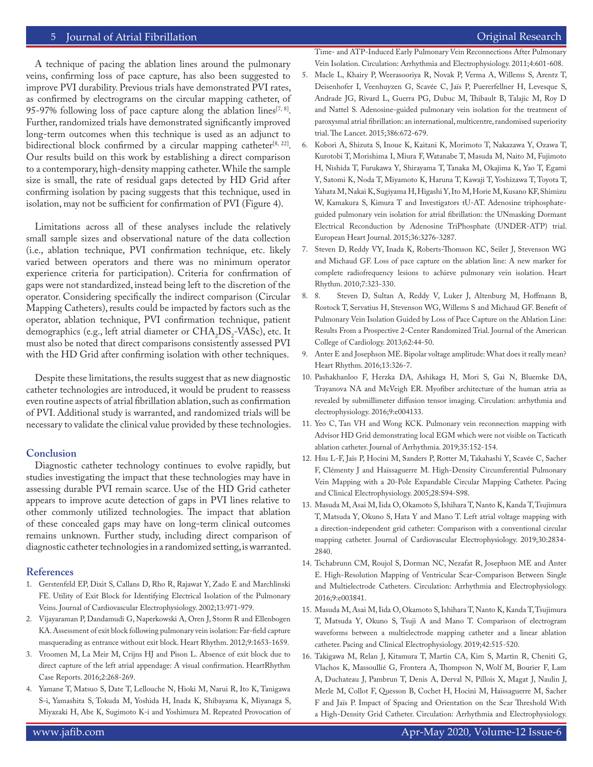A technique of pacing the ablation lines around the pulmonary veins, confirming loss of pace capture, has also been suggested to improve PVI durability. Previous trials have demonstrated PVI rates, as confirmed by electrograms on the circular mapping catheter, of 95-97% following loss of pace capture along the ablation lines[7, 8]. Further, randomized trials have demonstrated significantly improved long-term outcomes when this technique is used as an adjunct to bidirectional block confirmed by a circular mapping catheter[8, 22]. Our results build on this work by establishing a direct comparison to a contemporary, high-density mapping catheter. While the sample size is small, the rate of residual gaps detected by HD Grid after confirming isolation by pacing suggests that this technique, used in isolation, may not be sufficient for confirmation of PVI (Figure 4).

Limitations across all of these analyses include the relatively small sample sizes and observational nature of the data collection (i.e., ablation technique, PVI confirmation technique, etc. likely varied between operators and there was no minimum operator experience criteria for participation). Criteria for confirmation of gaps were not standardized, instead being left to the discretion of the operator. Considering specifically the indirect comparison (Circular Mapping Catheters), results could be impacted by factors such as the operator, ablation technique, PVI confirmation technique, patient demographics (e.g., left atrial diameter or $CHA_2DS_2$-VASc), etc. It must also be noted that direct comparisons consistently assessed PVI with the HD Grid after confirming isolation with other techniques.

Despite these limitations, the results suggest that as new diagnostic catheter technologies are introduced, it would be prudent to reassess even routine aspects of atrial fibrillation ablation, such as confirmation of PVI. Additional study is warranted, and randomized trials will be necessary to validate the clinical value provided by these technologies.

## Conclusion

Diagnostic catheter technology continues to evolve rapidly, but studies investigating the impact that these technologies may have in assessing durable PVI remain scarce. Use of the HD Grid catheter appears to improve acute detection of gaps in PVI lines relative to other commonly utilized technologies. The impact that ablation of these concealed gaps may have on long-term clinical outcomes remains unknown. Further study, including direct comparison of diagnostic catheter technologies in a randomized setting, is warranted.

## References

1. Gerstenfeld EP, Dixit S, Callans D, Rho R, Rajawat Y, Zado E and Marchlinski FE. Utility of Exit Block for Identifying Electrical Isolation of the Pulmonary Veins. Journal of Cardiovascular Electrophysiology. 2002;13:971-979.
2. Vijayaraman P, Dandamudi G, Naperkowski A, Oren J, Storm R and Ellenbogen KA. Assessment of exit block following pulmonary vein isolation: Far-field capture masquerading as entrance without exit block. Heart Rhythm. 2012;9:1653-1659.
3. Vroomen M, La Meir M, Crijns HJ and Pison L. Absence of exit block due to direct capture of the left atrial appendage: A visual confirmation. HeartRhythm Case Reports. 2016;2:268-269.
4. Yamane T, Matsuo S, Date T, Lellouche N, Hioki M, Narui R, Ito K, Tanigawa S-i, Yamashita S, Tokuda M, Yoshida H, Inada K, Shibayama K, Miyanaga S, Miyazaki H, Abe K, Sugimoto K-i and Yoshimura M. Repeated Provocation of Time- and ATP-Induced Early Pulmonary Vein Reconnections After Pulmonary Vein Isolation. Circulation: Arrhythmia and Electrophysiology. 2011;4:601-608.
5. Macle L, Khairy P, Weerasooriya R, Novak P, Verma A, Willems S, Arentz T, Deisenhofer I, Veenhuyzen G, Scavée C, Jaïs P, Puererfellner H, Levesque S, Andrade JG, Rivard L, Guerra PG, Dubuc M, Thibault B, Talajic M, Roy D and Nattel S. Adenosine-guided pulmonary vein isolation for the treatment of paroxysmal atrial fibrillation: an international, multicentre, randomised superiority trial. The Lancet. 2015;386:672-679.
6. Kobori A, Shizuta S, Inoue K, Kaitani K, Morimoto T, Nakazawa Y, Ozawa T, Kurotobi T, Morishima I, Miura F, Watanabe T, Masuda M, Naito M, Fujimoto H, Nishida T, Furukawa Y, Shirayama T, Tanaka M, Okajima K, Yao T, Egami Y, Satomi K, Noda T, Miyamoto K, Haruna T, Kawaji T, Yoshizawa T, Toyota T, Yahata M, Nakai K, Sugiyama H, Higashi Y, Ito M, Horie M, Kusano KF, Shimizu W, Kamakura S, Kimura T and Investigators tU-AT. Adenosine triphosphate-guided pulmonary vein isolation for atrial fibrillation: the UNmasking Dormant Electrical Reconduction by Adenosine TriPhosphate (UNDER-ATP) trial. European Heart Journal. 2015;36:3276-3287.
7. Steven D, Reddy VY, Inada K, Roberts-Thomson KC, Seiler J, Stevenson WG and Michaud GF. Loss of pace capture on the ablation line: A new marker for complete radiofrequency lesions to achieve pulmonary vein isolation. Heart Rhythm. 2010;7:323-330.
8. 8. Steven D, Sultan A, Reddy V, Luker J, Altenburg M, Hoffmann B, Rostock T, Servatius H, Stevenson WG, Willems S and Michaud GF. Benefit of Pulmonary Vein Isolation Guided by Loss of Pace Capture on the Ablation Line: Results From a Prospective 2-Center Randomized Trial. Journal of the American College of Cardiology. 2013;62:44-50.
9. Anter E and Josephson ME. Bipolar voltage amplitude: What does it really mean? Heart Rhythm. 2016;13:326-7.
10. Pashakhanloo F, Herzka DA, Ashikaga H, Mori S, Gai N, Bluemke DA, Trayanova NA and McVeigh ER. Myofiber architecture of the human atria as revealed by submillimeter diffusion tensor imaging. Circulation: arrhythmia and electrophysiology. 2016;9:e004133.
11. Yeo C, Tan VH and Wong KCK. Pulmonary vein reconnection mapping with Advisor HD Grid demonstrating local EGM which were not visible on Tacticath ablation catheter. Journal of Arrhythmia. 2019;35:152-154.
12. Hsu L-F, Jaïs P, Hocini M, Sanders P, Rotter M, Takahashi Y, Scavée C, Sacher F, Clémenty J and Haïssaguerre M. High-Density Circumferential Pulmonary Vein Mapping with a 20-Pole Expandable Circular Mapping Catheter. Pacing and Clinical Electrophysiology. 2005;28:S94-S98.
13. Masuda M, Asai M, Iida O, Okamoto S, Ishihara T, Nanto K, Kanda T, Tsujimura T, Matsuda Y, Okuno S, Hata Y and Mano T. Left atrial voltage mapping with a direction-independent grid catheter: Comparison with a conventional circular mapping catheter. Journal of Cardiovascular Electrophysiology. 2019;30:2834-2840.
14. Tschabrunn CM, Roujol S, Dorman NC, Nezafat R, Josephson ME and Anter E. High-Resolution Mapping of Ventricular Scar-Comparison Between Single and Multielectrode Catheters. Circulation: Arrhythmia and Electrophysiology. 2016;9:e003841.
15. Masuda M, Asai M, Iida O, Okamoto S, Ishihara T, Nanto K, Kanda T, Tsujimura T, Matsuda Y, Okuno S, Tsuji A and Mano T. Comparison of electrogram waveforms between a multielectrode mapping catheter and a linear ablation catheter. Pacing and Clinical Electrophysiology. 2019;42:515-520.
16. Takigawa M, Relan J, Kitamura T, Martin CA, Kim S, Martin R, Cheniti G, Vlachos K, Massoullié G, Frontera A, Thompson N, Wolf M, Bourier F, Lam A, Duchateau J, Pambrun T, Denis A, Derval N, Pillois X, Magat J, Naulin J, Merle M, Collot F, Quesson B, Cochet H, Hocini M, Haïssaguerre M, Sacher F and Jaïs P. Impact of Spacing and Orientation on the Scar Threshold With a High-Density Grid Catheter. Circulation: Arrhythmia and Electrophysiology.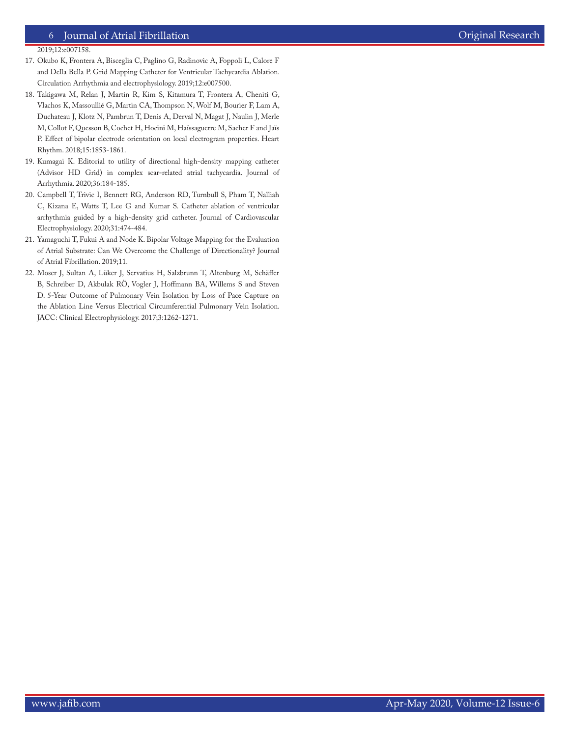2019;12:e007158.

17. Okubo K, Frontera A, Bisceglia C, Paglino G, Radinovic A, Foppoli L, Calore F and Della Bella P. Grid Mapping Catheter for Ventricular Tachycardia Ablation. Circulation Arrhythmia and electrophysiology. 2019;12:e007500.
18. Takigawa M, Relan J, Martin R, Kim S, Kitamura T, Frontera A, Cheniti G, Vlachos K, Massoullié G, Martin CA, Thompson N, Wolf M, Bourier F, Lam A, Duchateau J, Klotz N, Pambrun T, Denis A, Derval N, Magat J, Naulin J, Merle M, Collot F, Quesson B, Cochet H, Hocini M, Haïssaguerre M, Sacher F and Jaïs P. Effect of bipolar electrode orientation on local electrogram properties. Heart Rhythm. 2018;15:1853-1861.
19. Kumagai K. Editorial to utility of directional high-density mapping catheter (Advisor HD Grid) in complex scar-related atrial tachycardia. Journal of Arrhythmia. 2020;36:184-185.
20. Campbell T, Trivic I, Bennett RG, Anderson RD, Turnbull S, Pham T, Nalliah C, Kizana E, Watts T, Lee G and Kumar S. Catheter ablation of ventricular arrhythmia guided by a high-density grid catheter. Journal of Cardiovascular Electrophysiology. 2020;31:474-484.
21. Yamaguchi T, Fukui A and Node K. Bipolar Voltage Mapping for the Evaluation of Atrial Substrate: Can We Overcome the Challenge of Directionality? Journal of Atrial Fibrillation. 2019;11.
22. Moser J, Sultan A, Lüker J, Servatius H, Salzbrunn T, Altenburg M, Schäffer B, Schreiber D, Akbulak RÖ, Vogler J, Hoffmann BA, Willems S and Steven D. 5-Year Outcome of Pulmonary Vein Isolation by Loss of Pace Capture on the Ablation Line Versus Electrical Circumferential Pulmonary Vein Isolation. JACC: Clinical Electrophysiology. 2017;3:1262-1271.